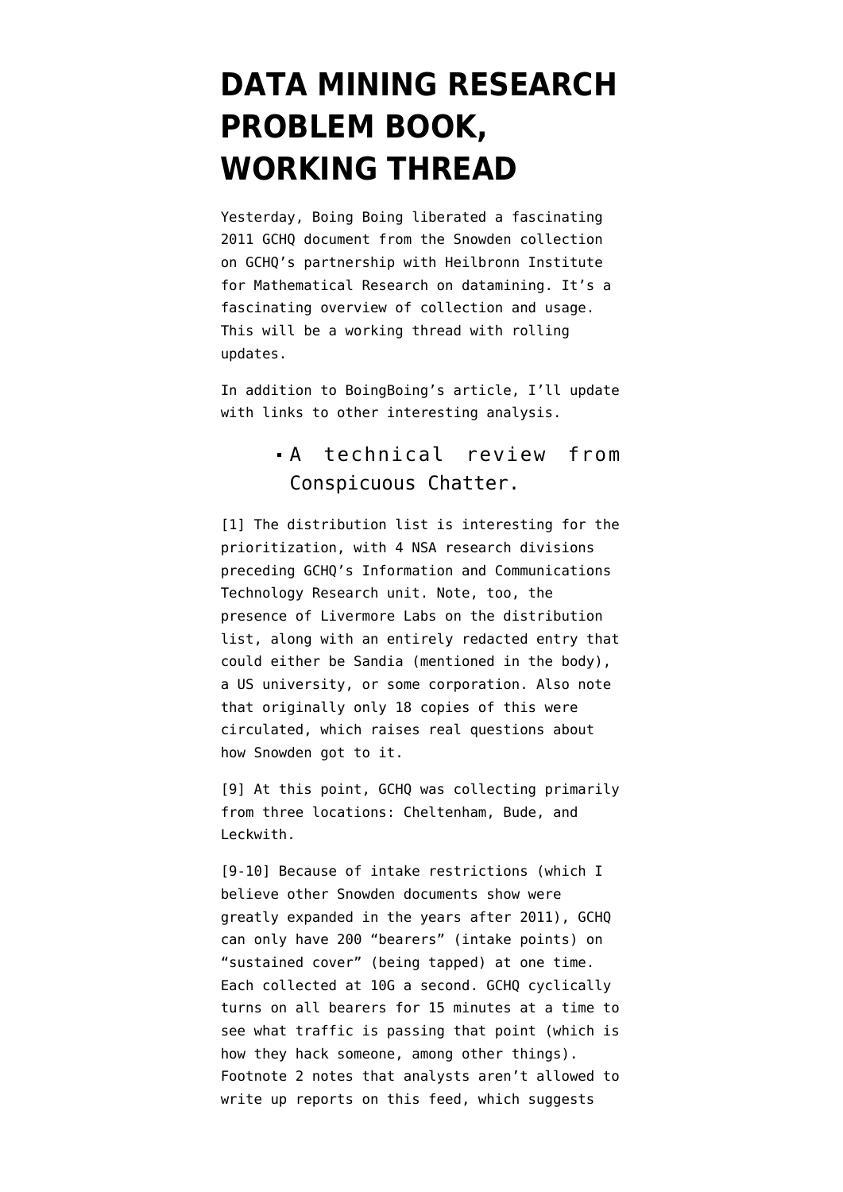# DATA MINING RESEARCH PROBLEM BOOK, WORKING THREAD

Yesterday, Boing Boing liberated a fascinating 2011 GCHQ document from the Snowden collection on GCHQ's partnership with Heilbronn Institute for Mathematical Research on datamining. It's a fascinating overview of collection and usage. This will be a working thread with rolling updates.

In addition to BoingBoing's article, I'll update with links to other interesting analysis.

- A technical review from Conspicuous Chatter.

[1] The distribution list is interesting for the prioritization, with 4 NSA research divisions preceding GCHQ's Information and Communications Technology Research unit. Note, too, the presence of Livermore Labs on the distribution list, along with an entirely redacted entry that could either be Sandia (mentioned in the body), a US university, or some corporation. Also note that originally only 18 copies of this were circulated, which raises real questions about how Snowden got to it.

[9] At this point, GCHQ was collecting primarily from three locations: Cheltenham, Bude, and Leckwith.

[9-10] Because of intake restrictions (which I believe other Snowden documents show were greatly expanded in the years after 2011), GCHQ can only have 200 "bearers" (intake points) on "sustained cover" (being tapped) at one time. Each collected at 10G a second. GCHQ cyclically turns on all bearers for 15 minutes at a time to see what traffic is passing that point (which is how they hack someone, among other things). Footnote 2 notes that analysts aren't allowed to write up reports on this feed, which suggests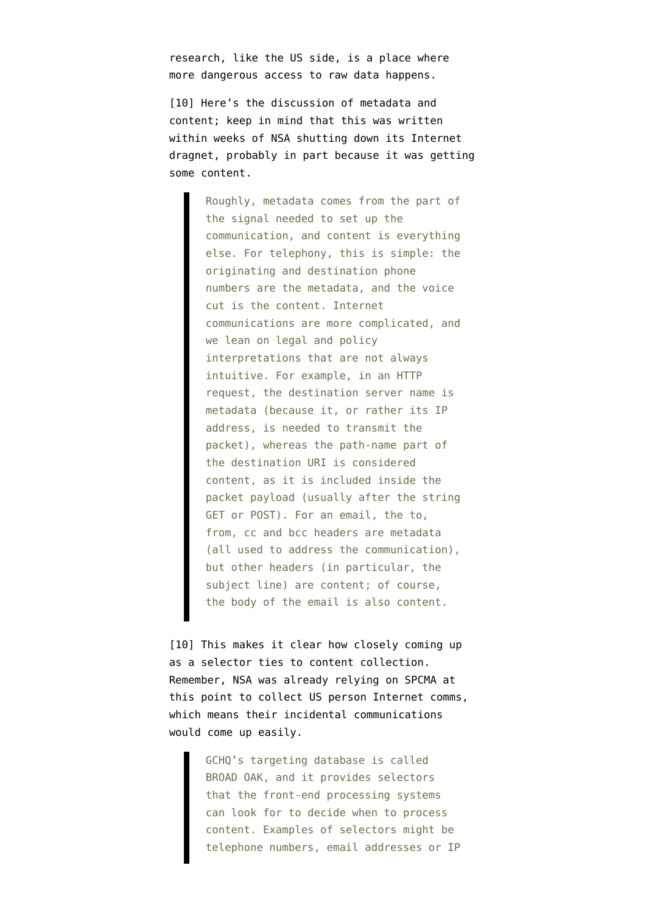research, like the US side, is a place where more dangerous access to raw data happens.

[10] Here's the discussion of metadata and content; keep in mind that this was written within weeks of NSA shutting down its Internet dragnet, probably in part because it was getting some content.

> Roughly, metadata comes from the part of the signal needed to set up the communication, and content is everything else. For telephony, this is simple: the originating and destination phone numbers are the metadata, and the voice cut is the content. Internet communications are more complicated, and we lean on legal and policy interpretations that are not always intuitive. For example, in an HTTP request, the destination server name is metadata (because it, or rather its IP address, is needed to transmit the packet), whereas the path-name part of the destination URI is considered content, as it is included inside the packet payload (usually after the string GET or POST). For an email, the to, from, cc and bcc headers are metadata (all used to address the communication), but other headers (in particular, the subject line) are content; of course, the body of the email is also content.

[10] This makes it clear how closely coming up as a selector ties to content collection. Remember, NSA was already relying on SPCMA at this point to collect US person Internet comms, which means their incidental communications would come up easily.

> GCHQ's targeting database is called BROAD OAK, and it provides selectors that the front-end processing systems can look for to decide when to process content. Examples of selectors might be telephone numbers, email addresses or IP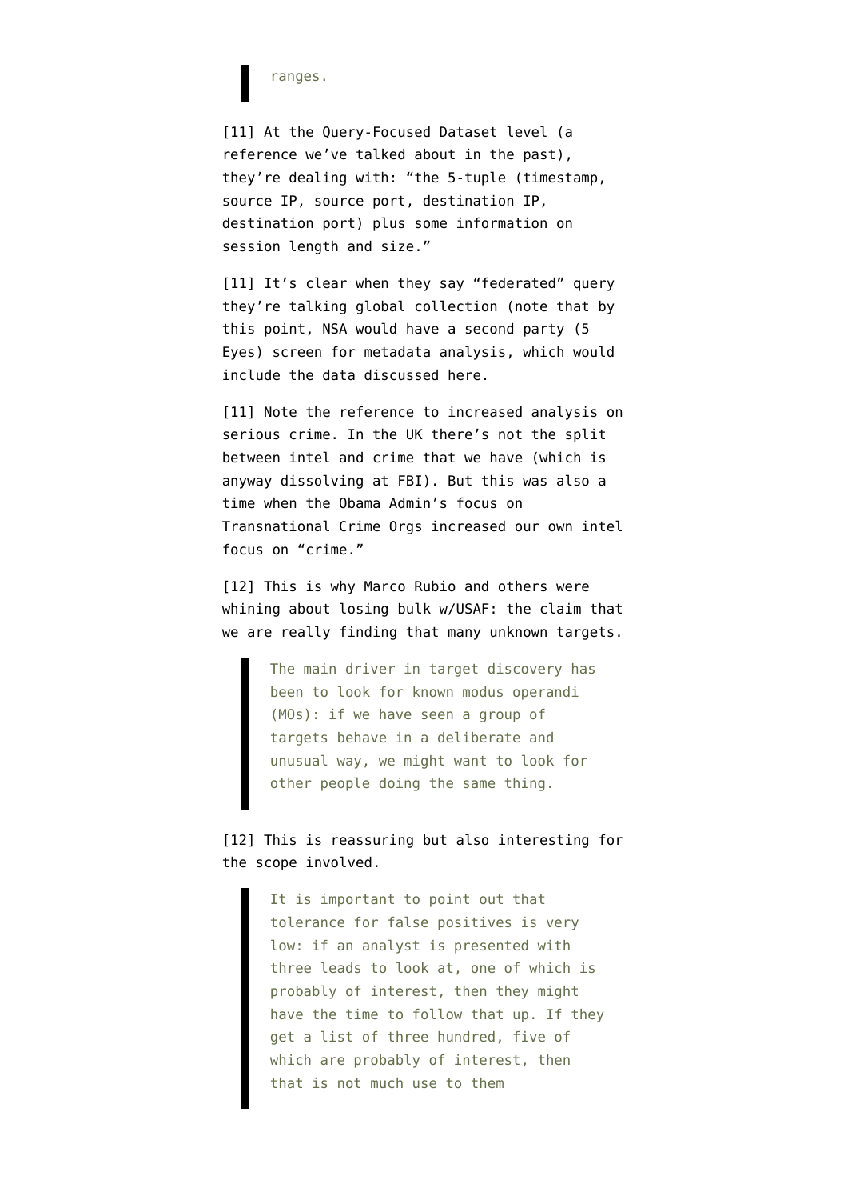> ranges.

[11] At the Query-Focused Dataset level (a reference we've talked about in the past), they're dealing with: "the 5-tuple (timestamp, source IP, source port, destination IP, destination port) plus some information on session length and size."

[11] It's clear when they say "federated" query they're talking global collection (note that by this point, NSA would have a second party (5 Eyes) screen for metadata analysis, which would include the data discussed here.

[11] Note the reference to increased analysis on serious crime. In the UK there's not the split between intel and crime that we have (which is anyway dissolving at FBI). But this was also a time when the Obama Admin's focus on Transnational Crime Orgs increased our own intel focus on "crime."

[12] This is why Marco Rubio and others were whining about losing bulk w/USAF: the claim that we are really finding that many unknown targets.

> The main driver in target discovery has been to look for known modus operandi (MOs): if we have seen a group of targets behave in a deliberate and unusual way, we might want to look for other people doing the same thing.

[12] This is reassuring but also interesting for the scope involved.

> It is important to point out that tolerance for false positives is very low: if an analyst is presented with three leads to look at, one of which is probably of interest, then they might have the time to follow that up. If they get a list of three hundred, five of which are probably of interest, then that is not much use to them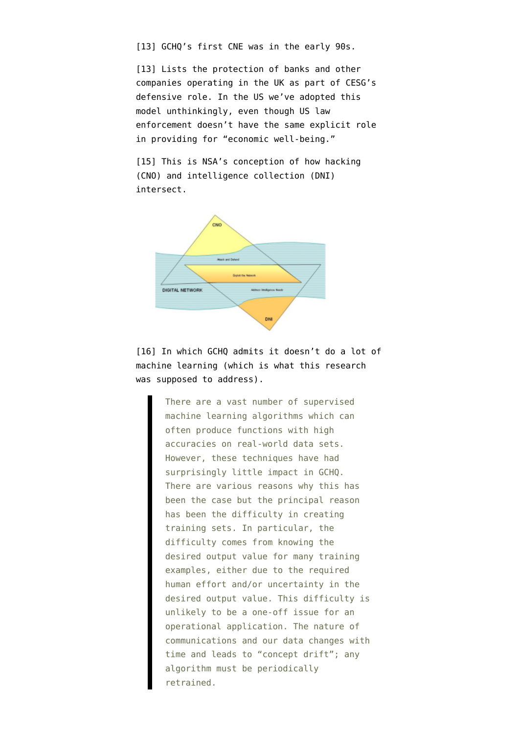[13] GCHQ's first CNE was in the early 90s.

[13] Lists the protection of banks and other companies operating in the UK as part of CESG's defensive role. In the US we've adopted this model unthinkingly, even though US law enforcement doesn't have the same explicit role in providing for "economic well-being."

[15] This is NSA's conception of how hacking (CNO) and intelligence collection (DNI) intersect.

[16] In which GCHQ admits it doesn't do a lot of machine learning (which is what this research was supposed to address).

> There are a vast number of supervised machine learning algorithms which can often produce functions with high accuracies on real-world data sets. However, these techniques have had surprisingly little impact in GCHQ. There are various reasons why this has been the case but the principal reason has been the difficulty in creating training sets. In particular, the difficulty comes from knowing the desired output value for many training examples, either due to the required human effort and/or uncertainty in the desired output value. This difficulty is unlikely to be a one-off issue for an operational application. The nature of communications and our data changes with time and leads to "concept drift"; any algorithm must be periodically retrained.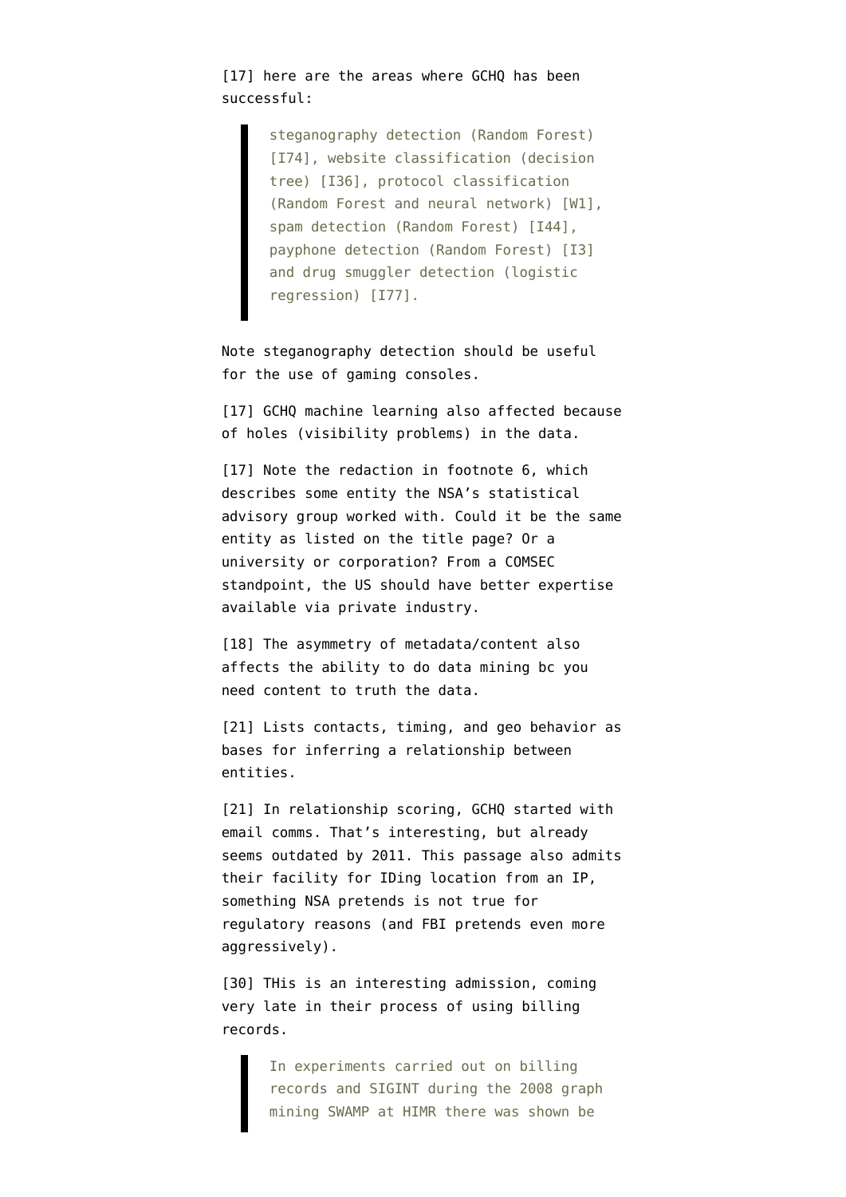[17] here are the areas where GCHQ has been successful:

> steganography detection (Random Forest) [I74], website classification (decision tree) [I36], protocol classification (Random Forest and neural network) [W1], spam detection (Random Forest) [I44], payphone detection (Random Forest) [I3] and drug smuggler detection (logistic regression) [I77].

Note steganography detection should be useful for the use of gaming consoles.

[17] GCHQ machine learning also affected because of holes (visibility problems) in the data.

[17] Note the redaction in footnote 6, which describes some entity the NSA's statistical advisory group worked with. Could it be the same entity as listed on the title page? Or a university or corporation? From a COMSEC standpoint, the US should have better expertise available via private industry.

[18] The asymmetry of metadata/content also affects the ability to do data mining bc you need content to truth the data.

[21] Lists contacts, timing, and geo behavior as bases for inferring a relationship between entities.

[21] In relationship scoring, GCHQ started with email comms. That's interesting, but already seems outdated by 2011. This passage also admits their facility for IDing location from an IP, something NSA pretends is not true for regulatory reasons (and FBI pretends even more aggressively).

[30] THis is an interesting admission, coming very late in their process of using billing records.

> In experiments carried out on billing records and SIGINT during the 2008 graph mining SWAMP at HIMR there was shown be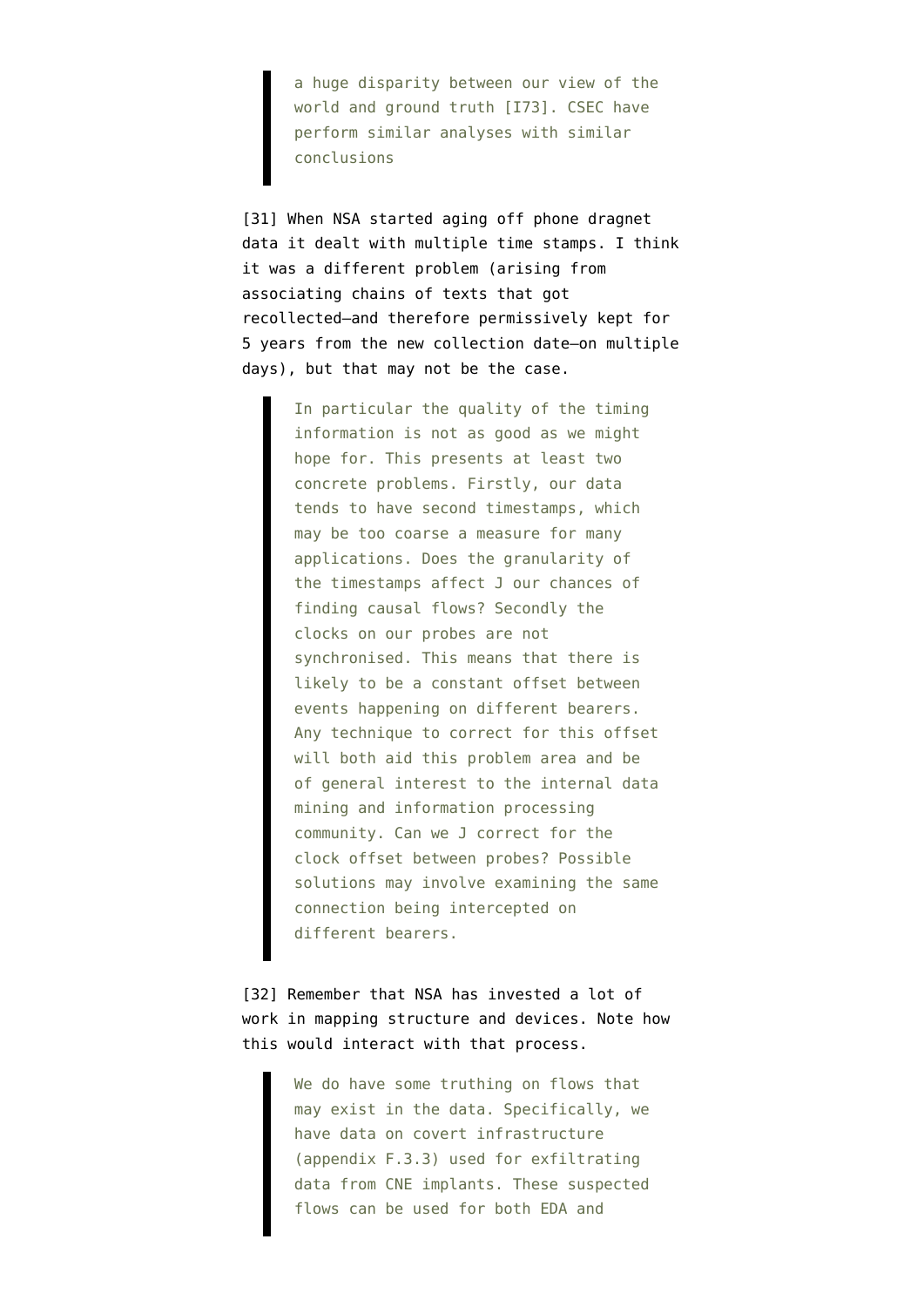> a huge disparity between our view of the world and ground truth [I73]. CSEC have perform similar analyses with similar conclusions

[31] When NSA started aging off phone dragnet data it dealt with multiple time stamps. I think it was a different problem (arising from associating chains of texts that got recollected–and therefore permissively kept for 5 years from the new collection date–on multiple days), but that may not be the case.

> In particular the quality of the timing information is not as good as we might hope for. This presents at least two concrete problems. Firstly, our data tends to have second timestamps, which may be too coarse a measure for many applications. Does the granularity of the timestamps affect J our chances of finding causal flows? Secondly the clocks on our probes are not synchronised. This means that there is likely to be a constant offset between events happening on different bearers. Any technique to correct for this offset will both aid this problem area and be of general interest to the internal data mining and information processing community. Can we J correct for the clock offset between probes? Possible solutions may involve examining the same connection being intercepted on different bearers.

[32] Remember that NSA has invested a lot of work in mapping structure and devices. Note how this would interact with that process.

> We do have some truthing on flows that may exist in the data. Specifically, we have data on covert infrastructure (appendix F.3.3) used for exfiltrating data from CNE implants. These suspected flows can be used for both EDA and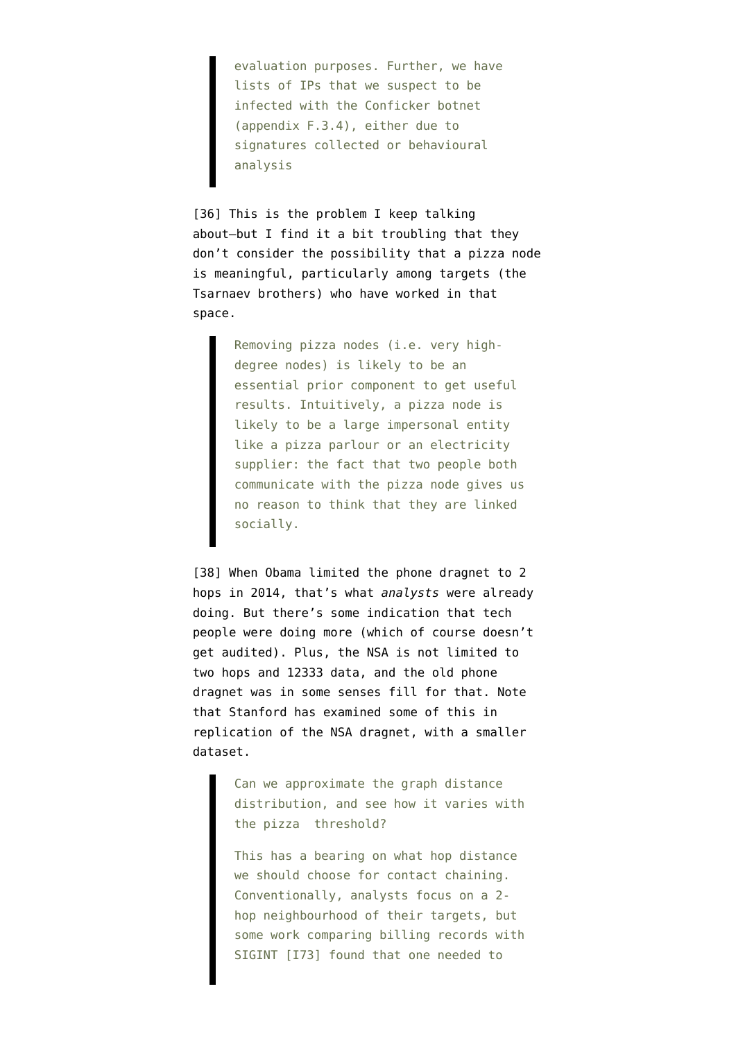> evaluation purposes. Further, we have lists of IPs that we suspect to be infected with the Conficker botnet (appendix F.3.4), either due to signatures collected or behavioural analysis

[36] This is the problem I keep talking about—but I find it a bit troubling that they don't consider the possibility that a pizza node is meaningful, particularly among targets (the Tsarnaev brothers) who have worked in that space.

> Removing pizza nodes (i.e. very high-degree nodes) is likely to be an essential prior component to get useful results. Intuitively, a pizza node is likely to be a large impersonal entity like a pizza parlour or an electricity supplier: the fact that two people both communicate with the pizza node gives us no reason to think that they are linked socially.

[38] When Obama limited the phone dragnet to 2 hops in 2014, that's what *analysts* were already doing. But there's some indication that tech people were doing more (which of course doesn't get audited). Plus, the NSA is not limited to two hops and 12333 data, and the old phone dragnet was in some senses fill for that. Note that Stanford has examined some of this in replication of the NSA dragnet, with a smaller dataset.

> Can we approximate the graph distance distribution, and see how it varies with the pizza threshold?
>
> This has a bearing on what hop distance we should choose for contact chaining. Conventionally, analysts focus on a 2-hop neighbourhood of their targets, but some work comparing billing records with SIGINT [I73] found that one needed to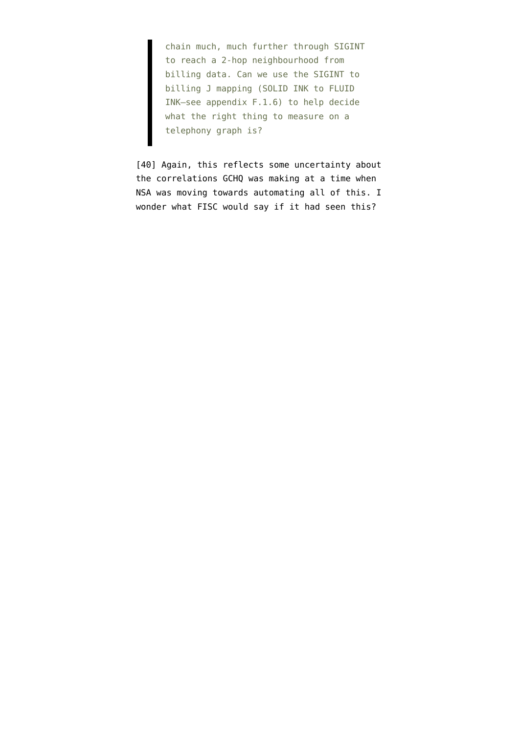> chain much, much further through SIGINT to reach a 2-hop neighbourhood from billing data. Can we use the SIGINT to billing J mapping (SOLID INK to FLUID INK—see appendix F.1.6) to help decide what the right thing to measure on a telephony graph is?

[40] Again, this reflects some uncertainty about the correlations GCHQ was making at a time when NSA was moving towards automating all of this. I wonder what FISC would say if it had seen this?